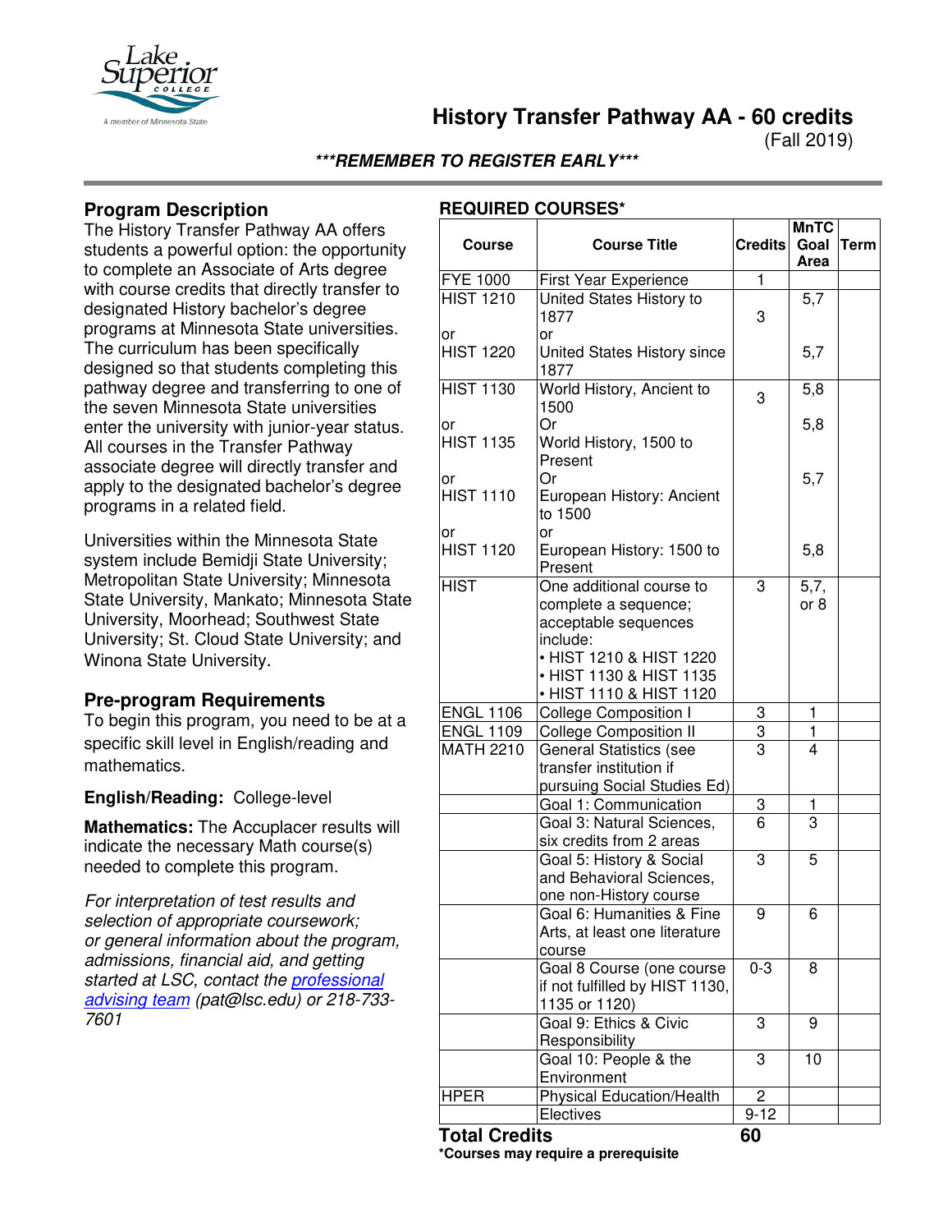# History Transfer Pathway AA - 60 credits

(Fall 2019)

***REMEMBER TO REGISTER EARLY***

## Program Description

The History Transfer Pathway AA offers students a powerful option: the opportunity to complete an Associate of Arts degree with course credits that directly transfer to designated History bachelor's degree programs at Minnesota State universities. The curriculum has been specifically designed so that students completing this pathway degree and transferring to one of the seven Minnesota State universities enter the university with junior-year status. All courses in the Transfer Pathway associate degree will directly transfer and apply to the designated bachelor's degree programs in a related field.

Universities within the Minnesota State system include Bemidji State University; Metropolitan State University; Minnesota State University, Mankato; Minnesota State University, Moorhead; Southwest State University; St. Cloud State University; and Winona State University.

## Pre-program Requirements

To begin this program, you need to be at a specific skill level in English/reading and mathematics.

**English/Reading:** College-level

**Mathematics:** The Accuplacer results will indicate the necessary Math course(s) needed to complete this program.

*For interpretation of test results and selection of appropriate coursework; or general information about the program, admissions, financial aid, and getting started at LSC, contact the professional advising team (pat@lsc.edu) or 218-733-7601*

## REQUIRED COURSES*

| Course | Course Title | Credits | MnTC Goal Area | Term |
|---|---|---|---|---|
| FYE 1000 | First Year Experience | 1 | | |
| HIST 1210 or HIST 1220 | United States History to 1877 or United States History since 1877 | 3 | 5,7 / 5,7 | |
| HIST 1130 or HIST 1135 or HIST 1110 or HIST 1120 | World History, Ancient to 1500 Or World History, 1500 to Present Or European History: Ancient to 1500 or European History: 1500 to Present | 3 | 5,8 / 5,8 / 5,7 / 5,8 | |
| HIST | One additional course to complete a sequence; acceptable sequences include:<br>• HIST 1210 & HIST 1220<br>• HIST 1130 & HIST 1135<br>• HIST 1110 & HIST 1120 | 3 | 5,7, or 8 | |
| ENGL 1106 | College Composition I | 3 | 1 | |
| ENGL 1109 | College Composition II | 3 | 1 | |
| MATH 2210 | General Statistics (see transfer institution if pursuing Social Studies Ed) | 3 | 4 | |
| | Goal 1: Communication | 3 | 1 | |
| | Goal 3: Natural Sciences, six credits from 2 areas | 6 | 3 | |
| | Goal 5: History & Social and Behavioral Sciences, one non-History course | 3 | 5 | |
| | Goal 6: Humanities & Fine Arts, at least one literature course | 9 | 6 | |
| | Goal 8 Course (one course if not fulfilled by HIST 1130, 1135 or 1120) | 0-3 | 8 | |
| | Goal 9: Ethics & Civic Responsibility | 3 | 9 | |
| | Goal 10: People & the Environment | 3 | 10 | |
| HPER | Physical Education/Health | 2 | | |
| | Electives | 9-12 | | |
| **Total Credits** | | **60** | | |

***Courses may require a prerequisite**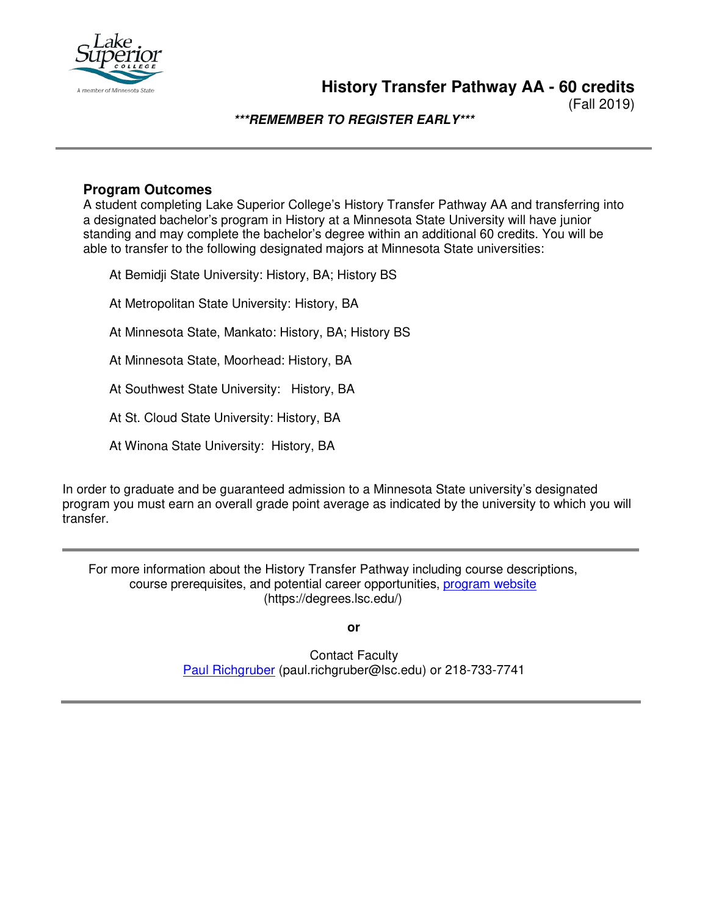# History Transfer Pathway AA - 60 credits

(Fall 2019)

***REMEMBER TO REGISTER EARLY***

## Program Outcomes

A student completing Lake Superior College's History Transfer Pathway AA and transferring into a designated bachelor's program in History at a Minnesota State University will have junior standing and may complete the bachelor's degree within an additional 60 credits. You will be able to transfer to the following designated majors at Minnesota State universities:

At Bemidji State University: History, BA; History BS

At Metropolitan State University: History, BA

At Minnesota State, Mankato: History, BA; History BS

At Minnesota State, Moorhead: History, BA

At Southwest State University: History, BA

At St. Cloud State University: History, BA

At Winona State University: History, BA

In order to graduate and be guaranteed admission to a Minnesota State university's designated program you must earn an overall grade point average as indicated by the university to which you will transfer.

---

For more information about the History Transfer Pathway including course descriptions, course prerequisites, and potential career opportunities, program website (https://degrees.lsc.edu/)

**or**

Contact Faculty
Paul Richgruber (paul.richgruber@lsc.edu) or 218-733-7741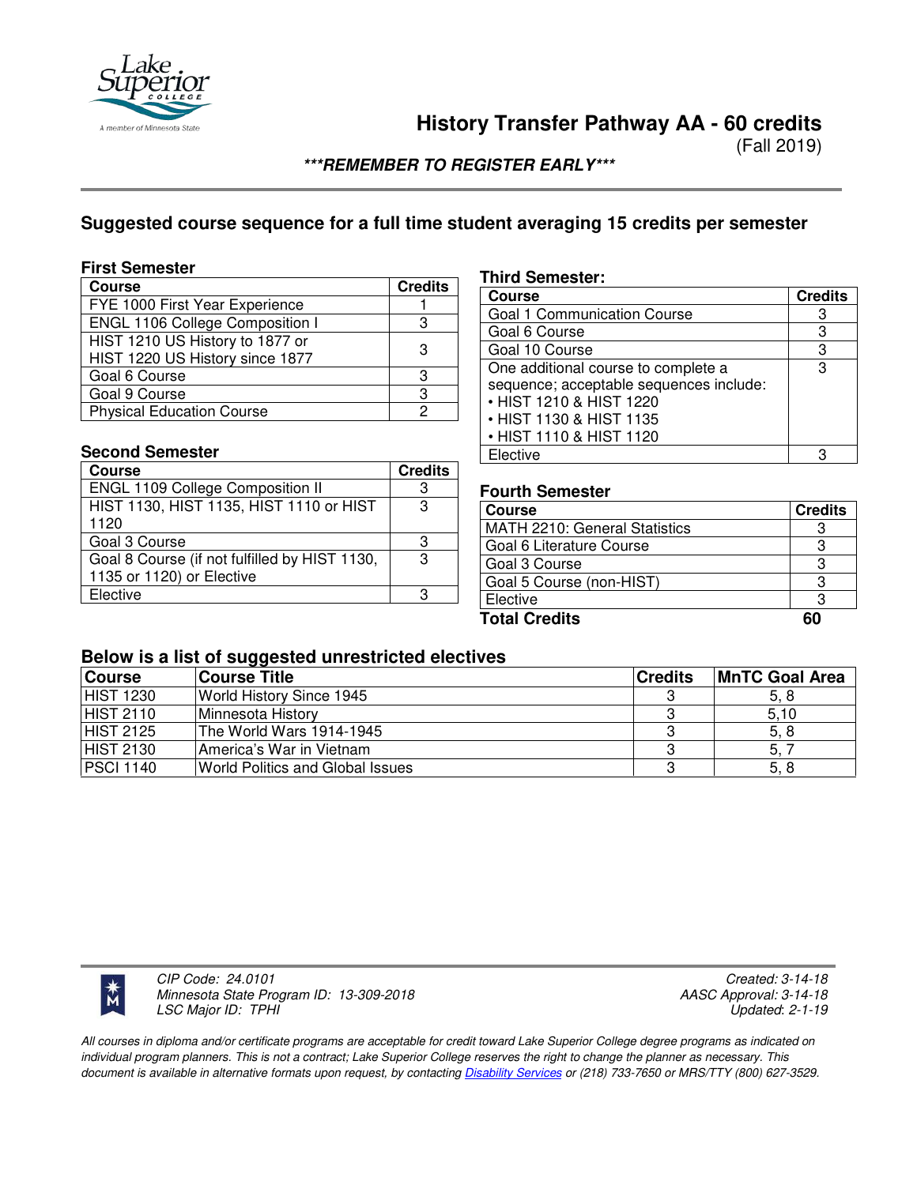# History Transfer Pathway AA - 60 credits

(Fall 2019)

***REMEMBER TO REGISTER EARLY***

## Suggested course sequence for a full time student averaging 15 credits per semester

### First Semester

| Course | Credits |
|---|---|
| FYE 1000 First Year Experience | 1 |
| ENGL 1106 College Composition I | 3 |
| HIST 1210 US History to 1877 or HIST 1220 US History since 1877 | 3 |
| Goal 6 Course | 3 |
| Goal 9 Course | 3 |
| Physical Education Course | 2 |

### Second Semester

| Course | Credits |
|---|---|
| ENGL 1109 College Composition II | 3 |
| HIST 1130, HIST 1135, HIST 1110 or HIST 1120 | 3 |
| Goal 3 Course | 3 |
| Goal 8 Course (if not fulfilled by HIST 1130, 1135 or 1120) or Elective | 3 |
| Elective | 3 |

### Third Semester:

| Course | Credits |
|---|---|
| Goal 1 Communication Course | 3 |
| Goal 6 Course | 3 |
| Goal 10 Course | 3 |
| One additional course to complete a sequence; acceptable sequences include: • HIST 1210 & HIST 1220 • HIST 1130 & HIST 1135 • HIST 1110 & HIST 1120 | 3 |
| Elective | 3 |

### Fourth Semester

| Course | Credits |
|---|---|
| MATH 2210: General Statistics | 3 |
| Goal 6 Literature Course | 3 |
| Goal 3 Course | 3 |
| Goal 5 Course (non-HIST) | 3 |
| Elective | 3 |
| **Total Credits** | **60** |

### Below is a list of suggested unrestricted electives

| Course | Course Title | Credits | MnTC Goal Area |
|---|---|---|---|
| HIST 1230 | World History Since 1945 | 3 | 5, 8 |
| HIST 2110 | Minnesota History | 3 | 5,10 |
| HIST 2125 | The World Wars 1914-1945 | 3 | 5, 8 |
| HIST 2130 | America's War in Vietnam | 3 | 5, 7 |
| PSCI 1140 | World Politics and Global Issues | 3 | 5, 8 |

*CIP Code: 24.0101*
*Minnesota State Program ID: 13-309-2018*
*LSC Major ID: TPHI*

*Created: 3-14-18*
*AASC Approval: 3-14-18*
*Updated: 2-1-19*

*All courses in diploma and/or certificate programs are acceptable for credit toward Lake Superior College degree programs as indicated on individual program planners. This is not a contract; Lake Superior College reserves the right to change the planner as necessary. This document is available in alternative formats upon request, by contacting Disability Services or (218) 733-7650 or MRS/TTY (800) 627-3529.*